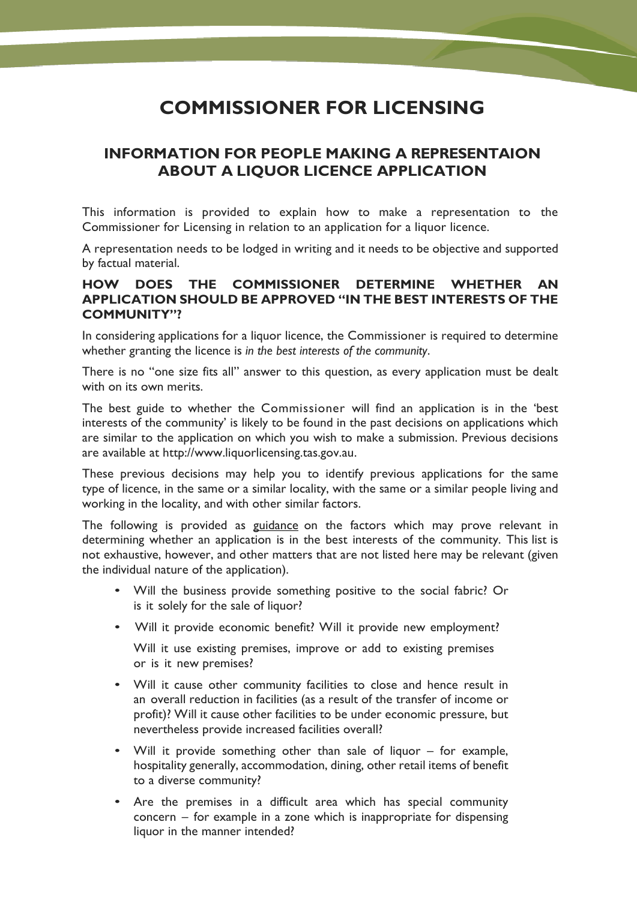# COMMISSIONER FOR LICENSING

## INFORMATION FOR PEOPLE MAKING A REPRESENTAION ABOUT A LIQUOR LICENCE APPLICATION

This information is provided to explain how to make a representation to the Commissioner for Licensing in relation to an application for a liquor licence.

A representation needs to be lodged in writing and it needs to be objective and supported by factual material.

### HOW DOES THE COMMISSIONER DETERMINE WHETHER AN APPLICATION SHOULD BE APPROVED "IN THE BEST INTERESTS OF THE COMMUNITY"?

In considering applications for a liquor licence, the Commissioner is required to determine whether granting the licence is *in the best interests of the community*.

There is no "one size fits all" answer to this question, as every application must be dealt with on its own merits.

The best guide to whether the Commissioner will find an application is in the 'best interests of the community' is likely to be found in the past decisions on applications which are similar to the application on which you wish to make a submission. Previous decisions are available at http://www.liquorlicensing.tas.gov.au.

These previous decisions may help you to identify previous applications for the same type of licence, in the same or a similar locality, with the same or a similar people living and working in the locality, and with other similar factors.

The following is provided as guidance on the factors which may prove relevant in determining whether an application is in the best interests of the community. This list is not exhaustive, however, and other matters that are not listed here may be relevant (given the individual nature of the application).

- Will the business provide something positive to the social fabric? Or is it solely for the sale of liquor?
- Will it provide economic benefit? Will it provide new employment?

  Will it use existing premises, improve or add to existing premises or is it new premises?
- Will it cause other community facilities to close and hence result in an overall reduction in facilities (as a result of the transfer of income or profit)? Will it cause other facilities to be under economic pressure, but nevertheless provide increased facilities overall?
- Will it provide something other than sale of liquor – for example, hospitality generally, accommodation, dining, other retail items of benefit to a diverse community?
- Are the premises in a difficult area which has special community concern – for example in a zone which is inappropriate for dispensing liquor in the manner intended?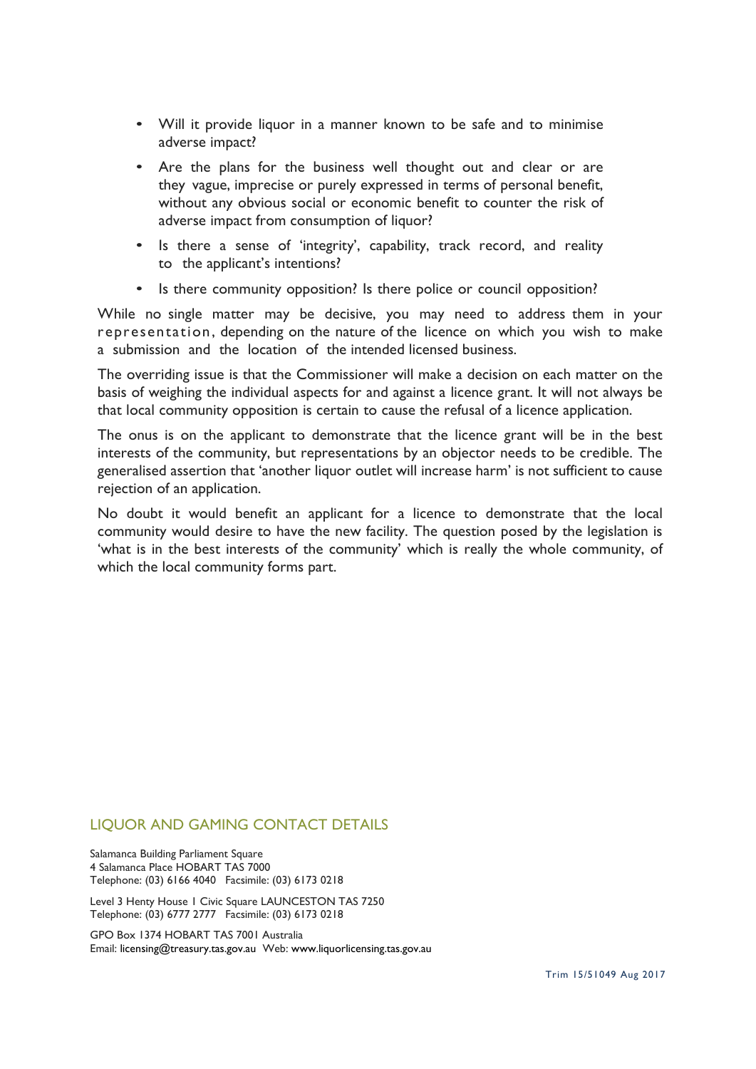- Will it provide liquor in a manner known to be safe and to minimise adverse impact?
- Are the plans for the business well thought out and clear or are they vague, imprecise or purely expressed in terms of personal benefit, without any obvious social or economic benefit to counter the risk of adverse impact from consumption of liquor?
- Is there a sense of 'integrity', capability, track record, and reality to the applicant's intentions?
- Is there community opposition? Is there police or council opposition?

While no single matter may be decisive, you may need to address them in your representation, depending on the nature of the licence on which you wish to make a submission and the location of the intended licensed business.

The overriding issue is that the Commissioner will make a decision on each matter on the basis of weighing the individual aspects for and against a licence grant. It will not always be that local community opposition is certain to cause the refusal of a licence application.

The onus is on the applicant to demonstrate that the licence grant will be in the best interests of the community, but representations by an objector needs to be credible. The generalised assertion that 'another liquor outlet will increase harm' is not sufficient to cause rejection of an application.

No doubt it would benefit an applicant for a licence to demonstrate that the local community would desire to have the new facility. The question posed by the legislation is 'what is in the best interests of the community' which is really the whole community, of which the local community forms part.

## LIQUOR AND GAMING CONTACT DETAILS

Salamanca Building Parliament Square
4 Salamanca Place HOBART TAS 7000
Telephone: (03) 6166 4040 Facsimile: (03) 6173 0218

Level 3 Henty House 1 Civic Square LAUNCESTON TAS 7250
Telephone: (03) 6777 2777 Facsimile: (03) 6173 0218

GPO Box 1374 HOBART TAS 7001 Australia
Email: licensing@treasury.tas.gov.au Web: www.liquorlicensing.tas.gov.au

Trim 15/51049 Aug 2017